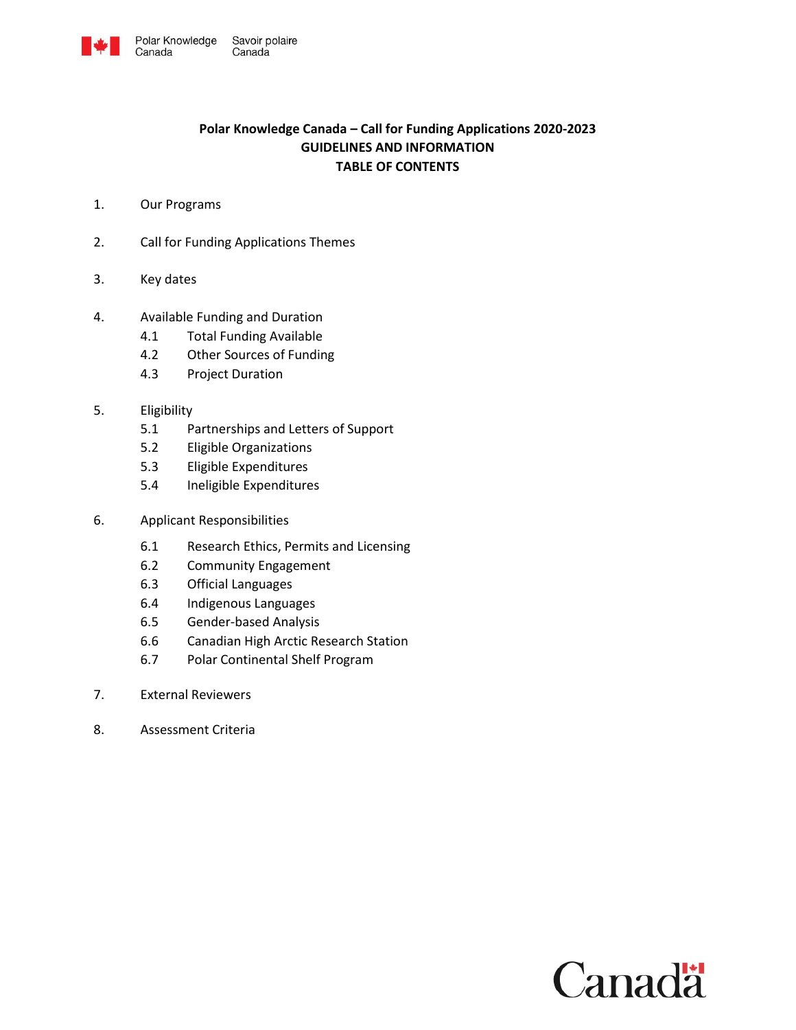Polar Knowledge Canada Savoir polaire Canada

# Polar Knowledge Canada – Call for Funding Applications 2020-2023

## GUIDELINES AND INFORMATION

## TABLE OF CONTENTS

1. Our Programs
2. Call for Funding Applications Themes
3. Key dates
4. Available Funding and Duration
   - 4.1 Total Funding Available
   - 4.2 Other Sources of Funding
   - 4.3 Project Duration
5. Eligibility
   - 5.1 Partnerships and Letters of Support
   - 5.2 Eligible Organizations
   - 5.3 Eligible Expenditures
   - 5.4 Ineligible Expenditures
6. Applicant Responsibilities
   - 6.1 Research Ethics, Permits and Licensing
   - 6.2 Community Engagement
   - 6.3 Official Languages
   - 6.4 Indigenous Languages
   - 6.5 Gender-based Analysis
   - 6.6 Canadian High Arctic Research Station
   - 6.7 Polar Continental Shelf Program
7. External Reviewers
8. Assessment Criteria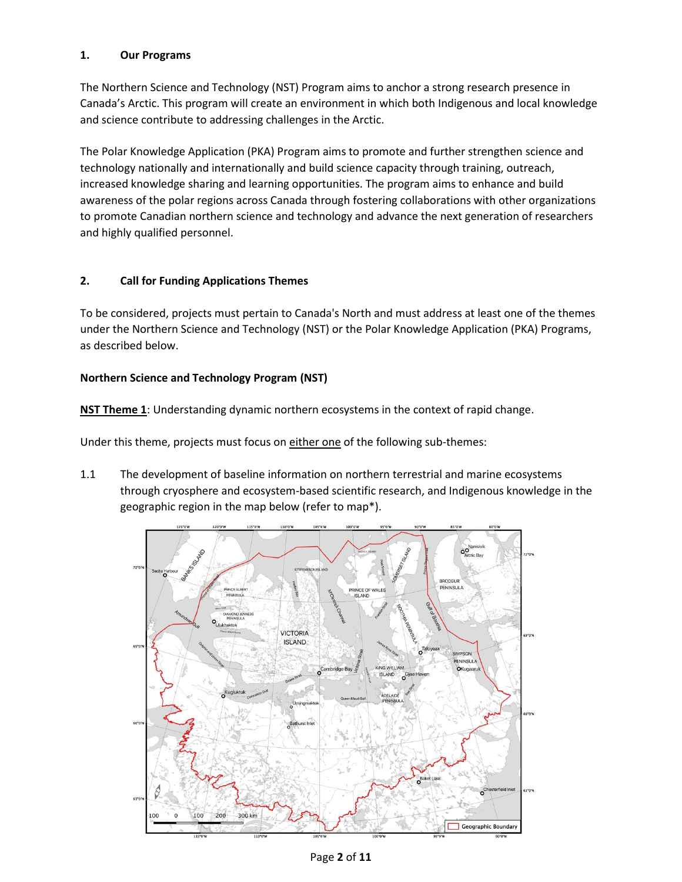## 1. Our Programs

The Northern Science and Technology (NST) Program aims to anchor a strong research presence in Canada's Arctic. This program will create an environment in which both Indigenous and local knowledge and science contribute to addressing challenges in the Arctic.

The Polar Knowledge Application (PKA) Program aims to promote and further strengthen science and technology nationally and internationally and build science capacity through training, outreach, increased knowledge sharing and learning opportunities. The program aims to enhance and build awareness of the polar regions across Canada through fostering collaborations with other organizations to promote Canadian northern science and technology and advance the next generation of researchers and highly qualified personnel.

## 2. Call for Funding Applications Themes

To be considered, projects must pertain to Canada's North and must address at least one of the themes under the Northern Science and Technology (NST) or the Polar Knowledge Application (PKA) Programs, as described below.

### Northern Science and Technology Program (NST)

**NST Theme 1**: Understanding dynamic northern ecosystems in the context of rapid change.

Under this theme, projects must focus on either one of the following sub-themes:

1.1 The development of baseline information on northern terrestrial and marine ecosystems through cryosphere and ecosystem-based scientific research, and Indigenous knowledge in the geographic region in the map below (refer to map*).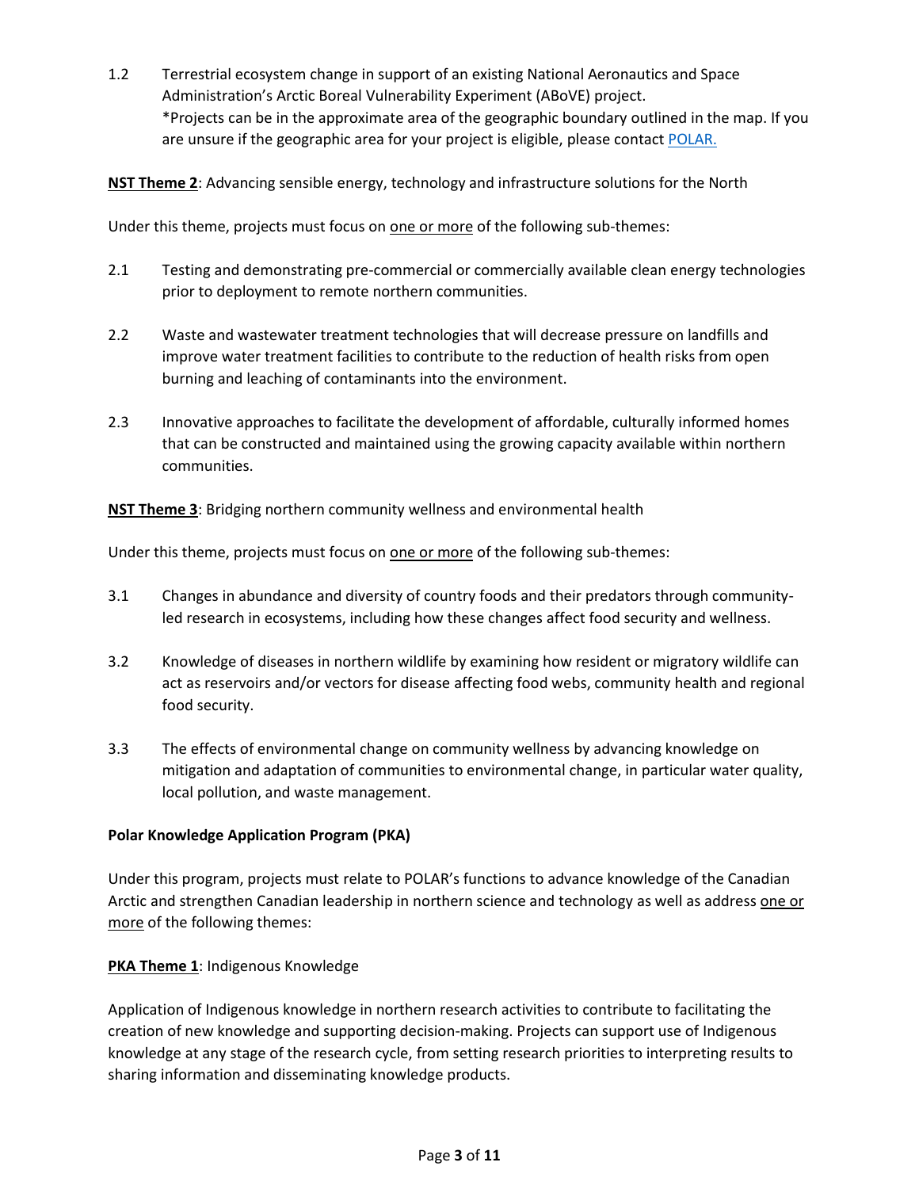1.2 Terrestrial ecosystem change in support of an existing National Aeronautics and Space Administration's Arctic Boreal Vulnerability Experiment (ABoVE) project.
*Projects can be in the approximate area of the geographic boundary outlined in the map. If you are unsure if the geographic area for your project is eligible, please contact POLAR.

**NST Theme 2**: Advancing sensible energy, technology and infrastructure solutions for the North

Under this theme, projects must focus on one or more of the following sub-themes:

2.1 Testing and demonstrating pre-commercial or commercially available clean energy technologies prior to deployment to remote northern communities.

2.2 Waste and wastewater treatment technologies that will decrease pressure on landfills and improve water treatment facilities to contribute to the reduction of health risks from open burning and leaching of contaminants into the environment.

2.3 Innovative approaches to facilitate the development of affordable, culturally informed homes that can be constructed and maintained using the growing capacity available within northern communities.

**NST Theme 3**: Bridging northern community wellness and environmental health

Under this theme, projects must focus on one or more of the following sub-themes:

3.1 Changes in abundance and diversity of country foods and their predators through community-led research in ecosystems, including how these changes affect food security and wellness.

3.2 Knowledge of diseases in northern wildlife by examining how resident or migratory wildlife can act as reservoirs and/or vectors for disease affecting food webs, community health and regional food security.

3.3 The effects of environmental change on community wellness by advancing knowledge on mitigation and adaptation of communities to environmental change, in particular water quality, local pollution, and waste management.

**Polar Knowledge Application Program (PKA)**

Under this program, projects must relate to POLAR's functions to advance knowledge of the Canadian Arctic and strengthen Canadian leadership in northern science and technology as well as address one or more of the following themes:

**PKA Theme 1**: Indigenous Knowledge

Application of Indigenous knowledge in northern research activities to contribute to facilitating the creation of new knowledge and supporting decision-making. Projects can support use of Indigenous knowledge at any stage of the research cycle, from setting research priorities to interpreting results to sharing information and disseminating knowledge products.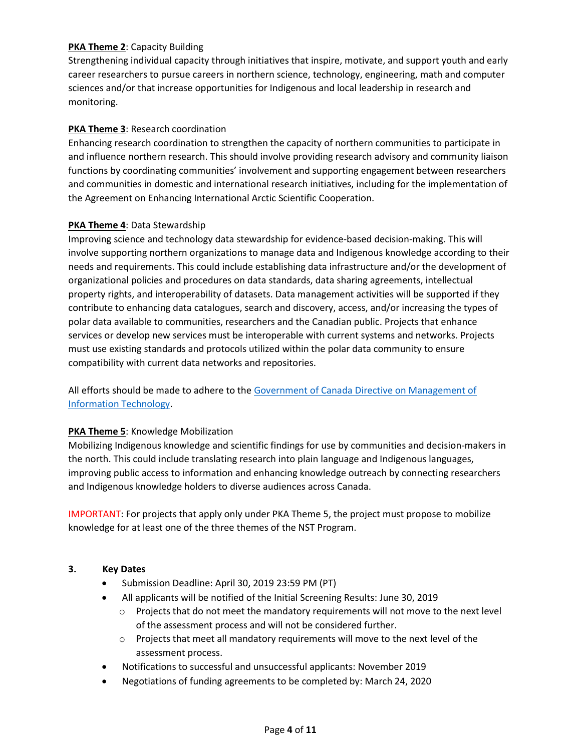**PKA Theme 2**: Capacity Building
Strengthening individual capacity through initiatives that inspire, motivate, and support youth and early career researchers to pursue careers in northern science, technology, engineering, math and computer sciences and/or that increase opportunities for Indigenous and local leadership in research and monitoring.

**PKA Theme 3**: Research coordination
Enhancing research coordination to strengthen the capacity of northern communities to participate in and influence northern research. This should involve providing research advisory and community liaison functions by coordinating communities' involvement and supporting engagement between researchers and communities in domestic and international research initiatives, including for the implementation of the Agreement on Enhancing International Arctic Scientific Cooperation.

**PKA Theme 4**: Data Stewardship
Improving science and technology data stewardship for evidence-based decision-making. This will involve supporting northern organizations to manage data and Indigenous knowledge according to their needs and requirements. This could include establishing data infrastructure and/or the development of organizational policies and procedures on data standards, data sharing agreements, intellectual property rights, and interoperability of datasets. Data management activities will be supported if they contribute to enhancing data catalogues, search and discovery, access, and/or increasing the types of polar data available to communities, researchers and the Canadian public. Projects that enhance services or develop new services must be interoperable with current systems and networks. Projects must use existing standards and protocols utilized within the polar data community to ensure compatibility with current data networks and repositories.

All efforts should be made to adhere to the Government of Canada Directive on Management of Information Technology.

**PKA Theme 5**: Knowledge Mobilization
Mobilizing Indigenous knowledge and scientific findings for use by communities and decision-makers in the north. This could include translating research into plain language and Indigenous languages, improving public access to information and enhancing knowledge outreach by connecting researchers and Indigenous knowledge holders to diverse audiences across Canada.

IMPORTANT: For projects that apply only under PKA Theme 5, the project must propose to mobilize knowledge for at least one of the three themes of the NST Program.

### 3. Key Dates

- Submission Deadline: April 30, 2019 23:59 PM (PT)
- All applicants will be notified of the Initial Screening Results: June 30, 2019
  - Projects that do not meet the mandatory requirements will not move to the next level of the assessment process and will not be considered further.
  - Projects that meet all mandatory requirements will move to the next level of the assessment process.
- Notifications to successful and unsuccessful applicants: November 2019
- Negotiations of funding agreements to be completed by: March 24, 2020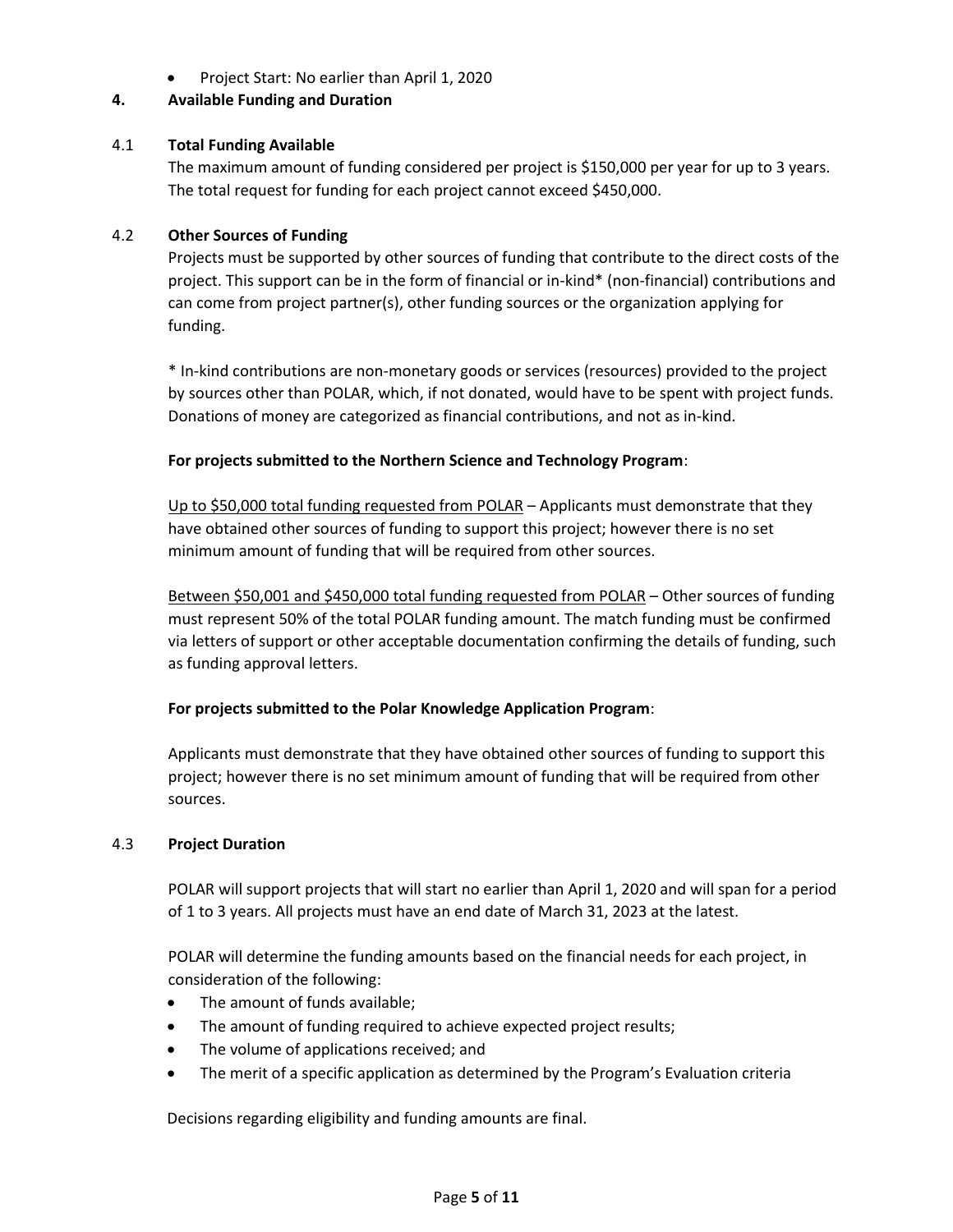- Project Start: No earlier than April 1, 2020

## 4. Available Funding and Duration

### 4.1 Total Funding Available

The maximum amount of funding considered per project is $150,000 per year for up to 3 years. The total request for funding for each project cannot exceed $450,000.

### 4.2 Other Sources of Funding

Projects must be supported by other sources of funding that contribute to the direct costs of the project. This support can be in the form of financial or in-kind* (non-financial) contributions and can come from project partner(s), other funding sources or the organization applying for funding.

* In-kind contributions are non-monetary goods or services (resources) provided to the project by sources other than POLAR, which, if not donated, would have to be spent with project funds. Donations of money are categorized as financial contributions, and not as in-kind.

**For projects submitted to the Northern Science and Technology Program**:

Up to $50,000 total funding requested from POLAR – Applicants must demonstrate that they have obtained other sources of funding to support this project; however there is no set minimum amount of funding that will be required from other sources.

Between $50,001 and $450,000 total funding requested from POLAR – Other sources of funding must represent 50% of the total POLAR funding amount. The match funding must be confirmed via letters of support or other acceptable documentation confirming the details of funding, such as funding approval letters.

**For projects submitted to the Polar Knowledge Application Program**:

Applicants must demonstrate that they have obtained other sources of funding to support this project; however there is no set minimum amount of funding that will be required from other sources.

### 4.3 Project Duration

POLAR will support projects that will start no earlier than April 1, 2020 and will span for a period of 1 to 3 years. All projects must have an end date of March 31, 2023 at the latest.

POLAR will determine the funding amounts based on the financial needs for each project, in consideration of the following:

- The amount of funds available;
- The amount of funding required to achieve expected project results;
- The volume of applications received; and
- The merit of a specific application as determined by the Program's Evaluation criteria

Decisions regarding eligibility and funding amounts are final.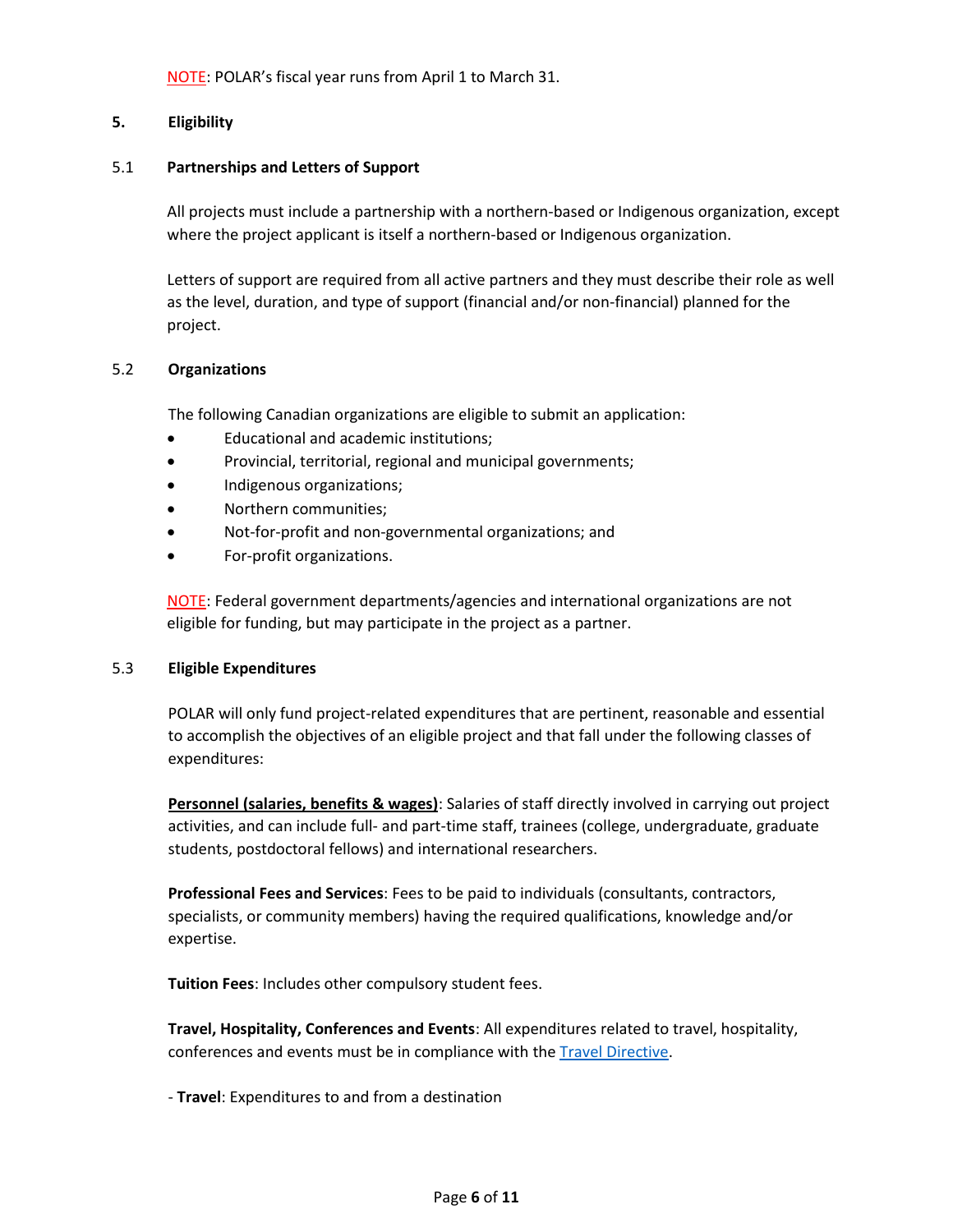NOTE: POLAR's fiscal year runs from April 1 to March 31.

## 5. Eligibility

### 5.1 Partnerships and Letters of Support

All projects must include a partnership with a northern-based or Indigenous organization, except where the project applicant is itself a northern-based or Indigenous organization.

Letters of support are required from all active partners and they must describe their role as well as the level, duration, and type of support (financial and/or non-financial) planned for the project.

### 5.2 Organizations

The following Canadian organizations are eligible to submit an application:

- Educational and academic institutions;
- Provincial, territorial, regional and municipal governments;
- Indigenous organizations;
- Northern communities;
- Not-for-profit and non-governmental organizations; and
- For-profit organizations.

NOTE: Federal government departments/agencies and international organizations are not eligible for funding, but may participate in the project as a partner.

### 5.3 Eligible Expenditures

POLAR will only fund project-related expenditures that are pertinent, reasonable and essential to accomplish the objectives of an eligible project and that fall under the following classes of expenditures:

**Personnel (salaries, benefits & wages)**: Salaries of staff directly involved in carrying out project activities, and can include full- and part-time staff, trainees (college, undergraduate, graduate students, postdoctoral fellows) and international researchers.

**Professional Fees and Services**: Fees to be paid to individuals (consultants, contractors, specialists, or community members) having the required qualifications, knowledge and/or expertise.

**Tuition Fees**: Includes other compulsory student fees.

**Travel, Hospitality, Conferences and Events**: All expenditures related to travel, hospitality, conferences and events must be in compliance with the Travel Directive.

- **Travel**: Expenditures to and from a destination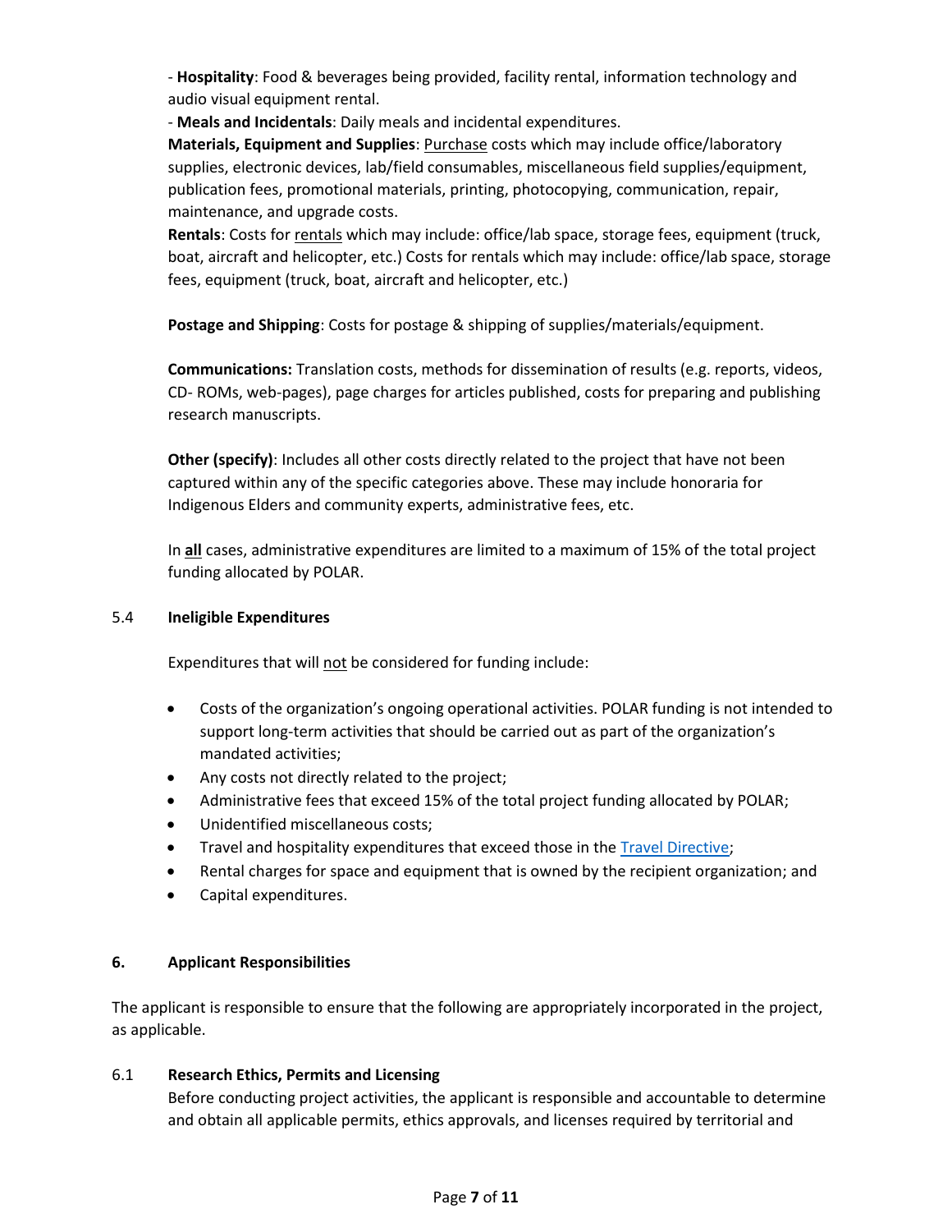- **Hospitality**: Food & beverages being provided, facility rental, information technology and audio visual equipment rental.

- **Meals and Incidentals**: Daily meals and incidental expenditures.

**Materials, Equipment and Supplies**: Purchase costs which may include office/laboratory supplies, electronic devices, lab/field consumables, miscellaneous field supplies/equipment, publication fees, promotional materials, printing, photocopying, communication, repair, maintenance, and upgrade costs.

**Rentals**: Costs for rentals which may include: office/lab space, storage fees, equipment (truck, boat, aircraft and helicopter, etc.) Costs for rentals which may include: office/lab space, storage fees, equipment (truck, boat, aircraft and helicopter, etc.)

**Postage and Shipping**: Costs for postage & shipping of supplies/materials/equipment.

**Communications:** Translation costs, methods for dissemination of results (e.g. reports, videos, CD- ROMs, web-pages), page charges for articles published, costs for preparing and publishing research manuscripts.

**Other (specify)**: Includes all other costs directly related to the project that have not been captured within any of the specific categories above. These may include honoraria for Indigenous Elders and community experts, administrative fees, etc.

In **all** cases, administrative expenditures are limited to a maximum of 15% of the total project funding allocated by POLAR.

### 5.4 Ineligible Expenditures

Expenditures that will not be considered for funding include:

- Costs of the organization's ongoing operational activities. POLAR funding is not intended to support long-term activities that should be carried out as part of the organization's mandated activities;
- Any costs not directly related to the project;
- Administrative fees that exceed 15% of the total project funding allocated by POLAR;
- Unidentified miscellaneous costs;
- Travel and hospitality expenditures that exceed those in the Travel Directive;
- Rental charges for space and equipment that is owned by the recipient organization; and
- Capital expenditures.

## 6. Applicant Responsibilities

The applicant is responsible to ensure that the following are appropriately incorporated in the project, as applicable.

### 6.1 Research Ethics, Permits and Licensing

Before conducting project activities, the applicant is responsible and accountable to determine and obtain all applicable permits, ethics approvals, and licenses required by territorial and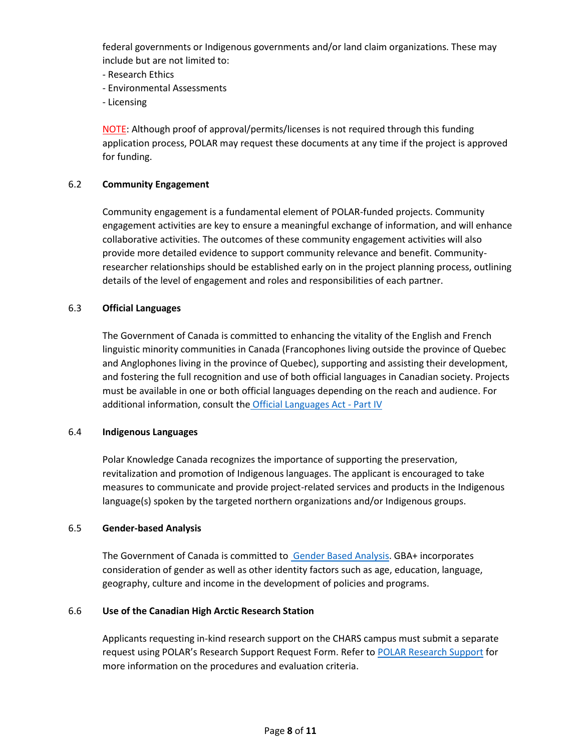federal governments or Indigenous governments and/or land claim organizations. These may include but are not limited to:

- Research Ethics
- Environmental Assessments
- Licensing

NOTE: Although proof of approval/permits/licenses is not required through this funding application process, POLAR may request these documents at any time if the project is approved for funding.

### 6.2 Community Engagement

Community engagement is a fundamental element of POLAR-funded projects. Community engagement activities are key to ensure a meaningful exchange of information, and will enhance collaborative activities. The outcomes of these community engagement activities will also provide more detailed evidence to support community relevance and benefit. Community-researcher relationships should be established early on in the project planning process, outlining details of the level of engagement and roles and responsibilities of each partner.

### 6.3 Official Languages

The Government of Canada is committed to enhancing the vitality of the English and French linguistic minority communities in Canada (Francophones living outside the province of Quebec and Anglophones living in the province of Quebec), supporting and assisting their development, and fostering the full recognition and use of both official languages in Canadian society. Projects must be available in one or both official languages depending on the reach and audience. For additional information, consult the Official Languages Act - Part IV

### 6.4 Indigenous Languages

Polar Knowledge Canada recognizes the importance of supporting the preservation, revitalization and promotion of Indigenous languages. The applicant is encouraged to take measures to communicate and provide project-related services and products in the Indigenous language(s) spoken by the targeted northern organizations and/or Indigenous groups.

### 6.5 Gender-based Analysis

The Government of Canada is committed to Gender Based Analysis. GBA+ incorporates consideration of gender as well as other identity factors such as age, education, language, geography, culture and income in the development of policies and programs.

### 6.6 Use of the Canadian High Arctic Research Station

Applicants requesting in-kind research support on the CHARS campus must submit a separate request using POLAR's Research Support Request Form. Refer to POLAR Research Support for more information on the procedures and evaluation criteria.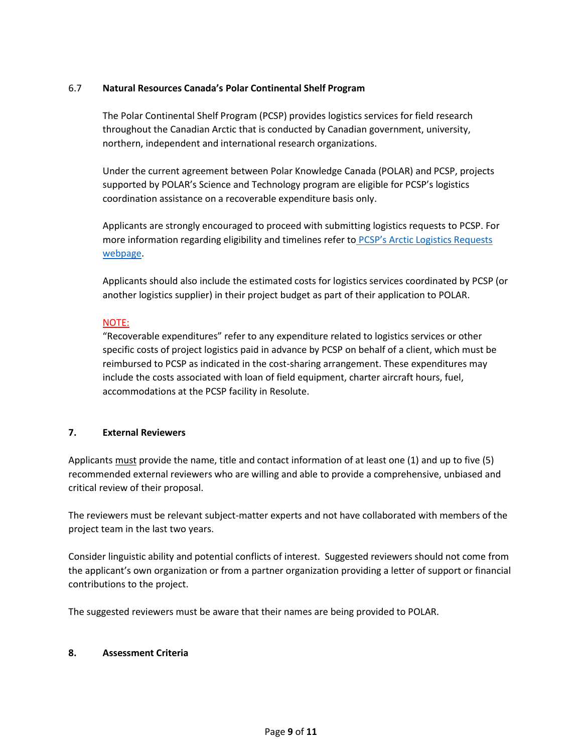### 6.7 Natural Resources Canada's Polar Continental Shelf Program

The Polar Continental Shelf Program (PCSP) provides logistics services for field research throughout the Canadian Arctic that is conducted by Canadian government, university, northern, independent and international research organizations.

Under the current agreement between Polar Knowledge Canada (POLAR) and PCSP, projects supported by POLAR's Science and Technology program are eligible for PCSP's logistics coordination assistance on a recoverable expenditure basis only.

Applicants are strongly encouraged to proceed with submitting logistics requests to PCSP. For more information regarding eligibility and timelines refer to PCSP's Arctic Logistics Requests webpage.

Applicants should also include the estimated costs for logistics services coordinated by PCSP (or another logistics supplier) in their project budget as part of their application to POLAR.

NOTE:
"Recoverable expenditures" refer to any expenditure related to logistics services or other specific costs of project logistics paid in advance by PCSP on behalf of a client, which must be reimbursed to PCSP as indicated in the cost-sharing arrangement. These expenditures may include the costs associated with loan of field equipment, charter aircraft hours, fuel, accommodations at the PCSP facility in Resolute.

## 7. External Reviewers

Applicants must provide the name, title and contact information of at least one (1) and up to five (5) recommended external reviewers who are willing and able to provide a comprehensive, unbiased and critical review of their proposal.

The reviewers must be relevant subject-matter experts and not have collaborated with members of the project team in the last two years.

Consider linguistic ability and potential conflicts of interest. Suggested reviewers should not come from the applicant's own organization or from a partner organization providing a letter of support or financial contributions to the project.

The suggested reviewers must be aware that their names are being provided to POLAR.

## 8. Assessment Criteria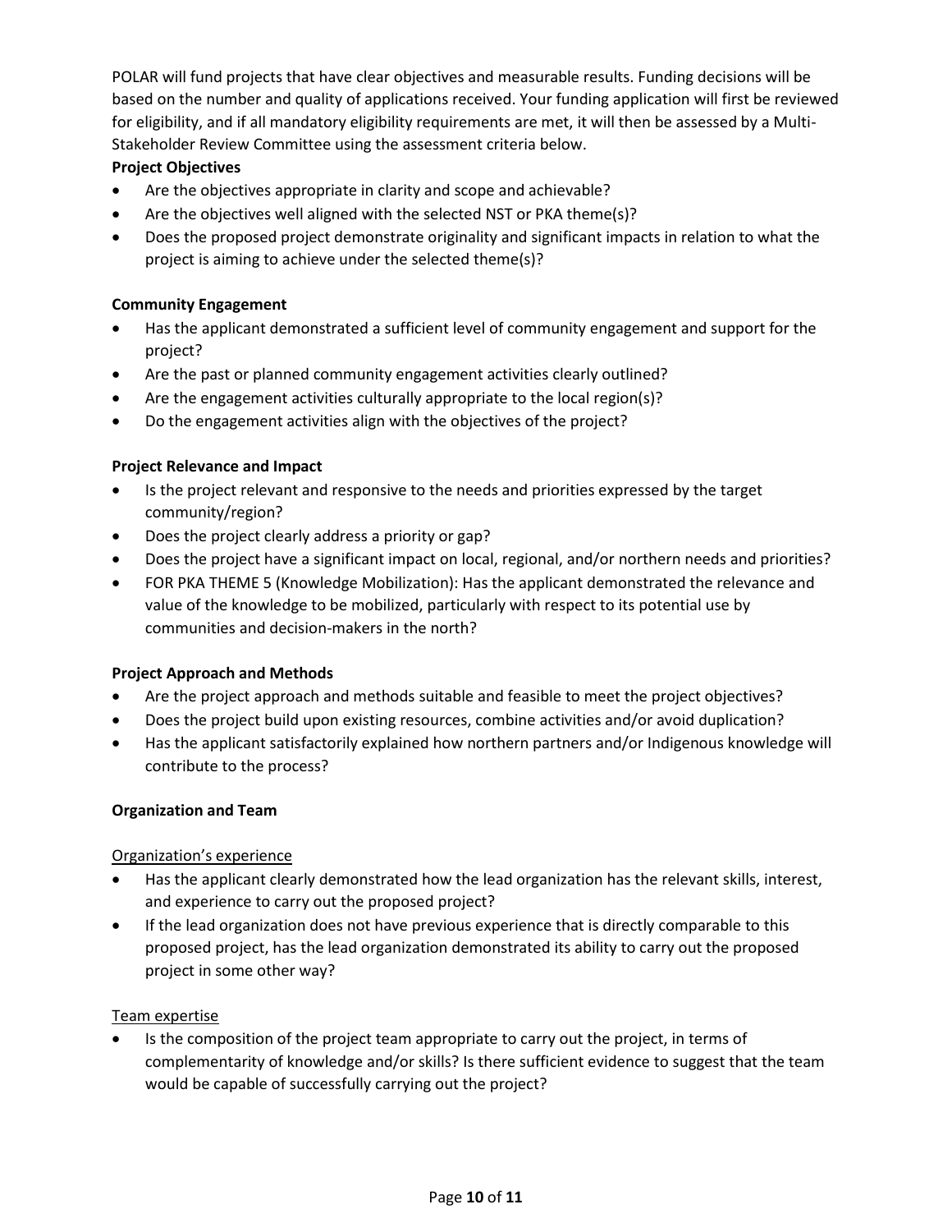POLAR will fund projects that have clear objectives and measurable results. Funding decisions will be based on the number and quality of applications received. Your funding application will first be reviewed for eligibility, and if all mandatory eligibility requirements are met, it will then be assessed by a Multi-Stakeholder Review Committee using the assessment criteria below.

**Project Objectives**

- Are the objectives appropriate in clarity and scope and achievable?
- Are the objectives well aligned with the selected NST or PKA theme(s)?
- Does the proposed project demonstrate originality and significant impacts in relation to what the project is aiming to achieve under the selected theme(s)?

**Community Engagement**

- Has the applicant demonstrated a sufficient level of community engagement and support for the project?
- Are the past or planned community engagement activities clearly outlined?
- Are the engagement activities culturally appropriate to the local region(s)?
- Do the engagement activities align with the objectives of the project?

**Project Relevance and Impact**

- Is the project relevant and responsive to the needs and priorities expressed by the target community/region?
- Does the project clearly address a priority or gap?
- Does the project have a significant impact on local, regional, and/or northern needs and priorities?
- FOR PKA THEME 5 (Knowledge Mobilization): Has the applicant demonstrated the relevance and value of the knowledge to be mobilized, particularly with respect to its potential use by communities and decision-makers in the north?

**Project Approach and Methods**

- Are the project approach and methods suitable and feasible to meet the project objectives?
- Does the project build upon existing resources, combine activities and/or avoid duplication?
- Has the applicant satisfactorily explained how northern partners and/or Indigenous knowledge will contribute to the process?

**Organization and Team**

<u>Organization's experience</u>

- Has the applicant clearly demonstrated how the lead organization has the relevant skills, interest, and experience to carry out the proposed project?
- If the lead organization does not have previous experience that is directly comparable to this proposed project, has the lead organization demonstrated its ability to carry out the proposed project in some other way?

<u>Team expertise</u>

- Is the composition of the project team appropriate to carry out the project, in terms of complementarity of knowledge and/or skills? Is there sufficient evidence to suggest that the team would be capable of successfully carrying out the project?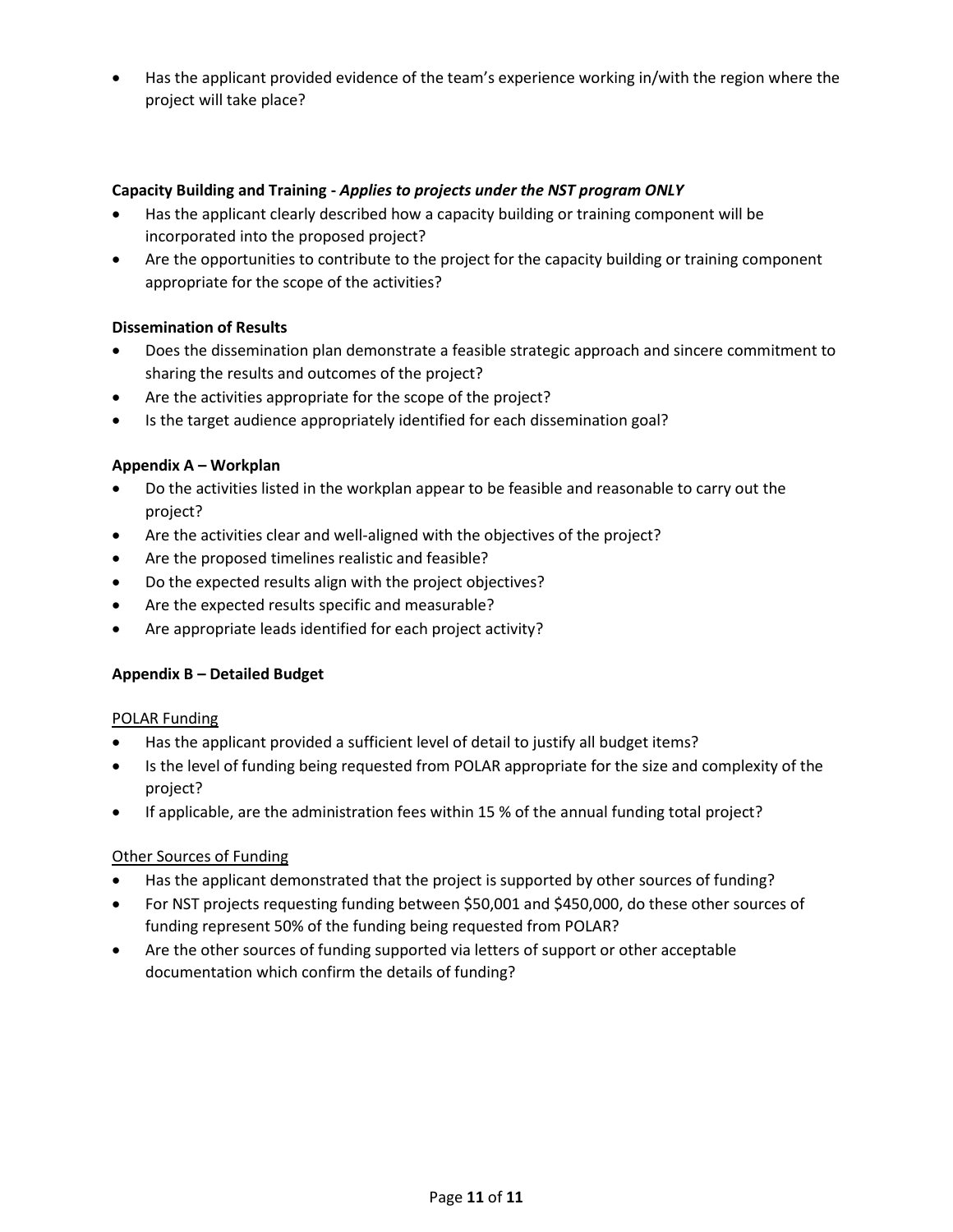- Has the applicant provided evidence of the team's experience working in/with the region where the project will take place?

**Capacity Building and Training -** ***Applies to projects under the NST program ONLY***

- Has the applicant clearly described how a capacity building or training component will be incorporated into the proposed project?
- Are the opportunities to contribute to the project for the capacity building or training component appropriate for the scope of the activities?

**Dissemination of Results**

- Does the dissemination plan demonstrate a feasible strategic approach and sincere commitment to sharing the results and outcomes of the project?
- Are the activities appropriate for the scope of the project?
- Is the target audience appropriately identified for each dissemination goal?

**Appendix A – Workplan**

- Do the activities listed in the workplan appear to be feasible and reasonable to carry out the project?
- Are the activities clear and well-aligned with the objectives of the project?
- Are the proposed timelines realistic and feasible?
- Do the expected results align with the project objectives?
- Are the expected results specific and measurable?
- Are appropriate leads identified for each project activity?

**Appendix B – Detailed Budget**

<u>POLAR Funding</u>

- Has the applicant provided a sufficient level of detail to justify all budget items?
- Is the level of funding being requested from POLAR appropriate for the size and complexity of the project?
- If applicable, are the administration fees within 15 % of the annual funding total project?

<u>Other Sources of Funding</u>

- Has the applicant demonstrated that the project is supported by other sources of funding?
- For NST projects requesting funding between $50,001 and $450,000, do these other sources of funding represent 50% of the funding being requested from POLAR?
- Are the other sources of funding supported via letters of support or other acceptable documentation which confirm the details of funding?